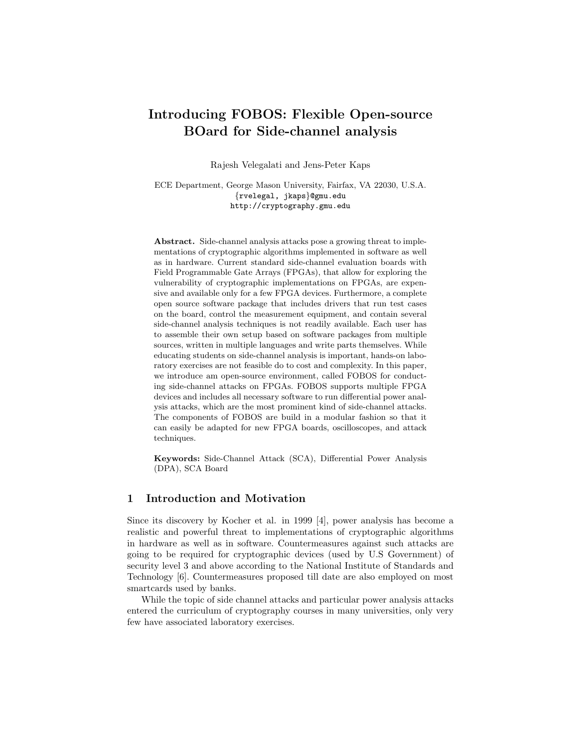# Introducing FOBOS: Flexible Open-source BOard for Side-channel analysis

Rajesh Velegalati and Jens-Peter Kaps

ECE Department, George Mason University, Fairfax, VA 22030, U.S.A.
{rvelegal, jkaps}@gmu.edu
http://cryptography.gmu.edu

**Abstract.** Side-channel analysis attacks pose a growing threat to implementations of cryptographic algorithms implemented in software as well as in hardware. Current standard side-channel evaluation boards with Field Programmable Gate Arrays (FPGAs), that allow for exploring the vulnerability of cryptographic implementations on FPGAs, are expensive and available only for a few FPGA devices. Furthermore, a complete open source software package that includes drivers that run test cases on the board, control the measurement equipment, and contain several side-channel analysis techniques is not readily available. Each user has to assemble their own setup based on software packages from multiple sources, written in multiple languages and write parts themselves. While educating students on side-channel analysis is important, hands-on laboratory exercises are not feasible do to cost and complexity. In this paper, we introduce am open-source environment, called FOBOS for conducting side-channel attacks on FPGAs. FOBOS supports multiple FPGA devices and includes all necessary software to run differential power analysis attacks, which are the most prominent kind of side-channel attacks. The components of FOBOS are build in a modular fashion so that it can easily be adapted for new FPGA boards, oscilloscopes, and attack techniques.

**Keywords:** Side-Channel Attack (SCA), Differential Power Analysis (DPA), SCA Board

## 1 Introduction and Motivation

Since its discovery by Kocher et al. in 1999 [4], power analysis has become a realistic and powerful threat to implementations of cryptographic algorithms in hardware as well as in software. Countermeasures against such attacks are going to be required for cryptographic devices (used by U.S Government) of security level 3 and above according to the National Institute of Standards and Technology [6]. Countermeasures proposed till date are also employed on most smartcards used by banks.

While the topic of side channel attacks and particular power analysis attacks entered the curriculum of cryptography courses in many universities, only very few have associated laboratory exercises.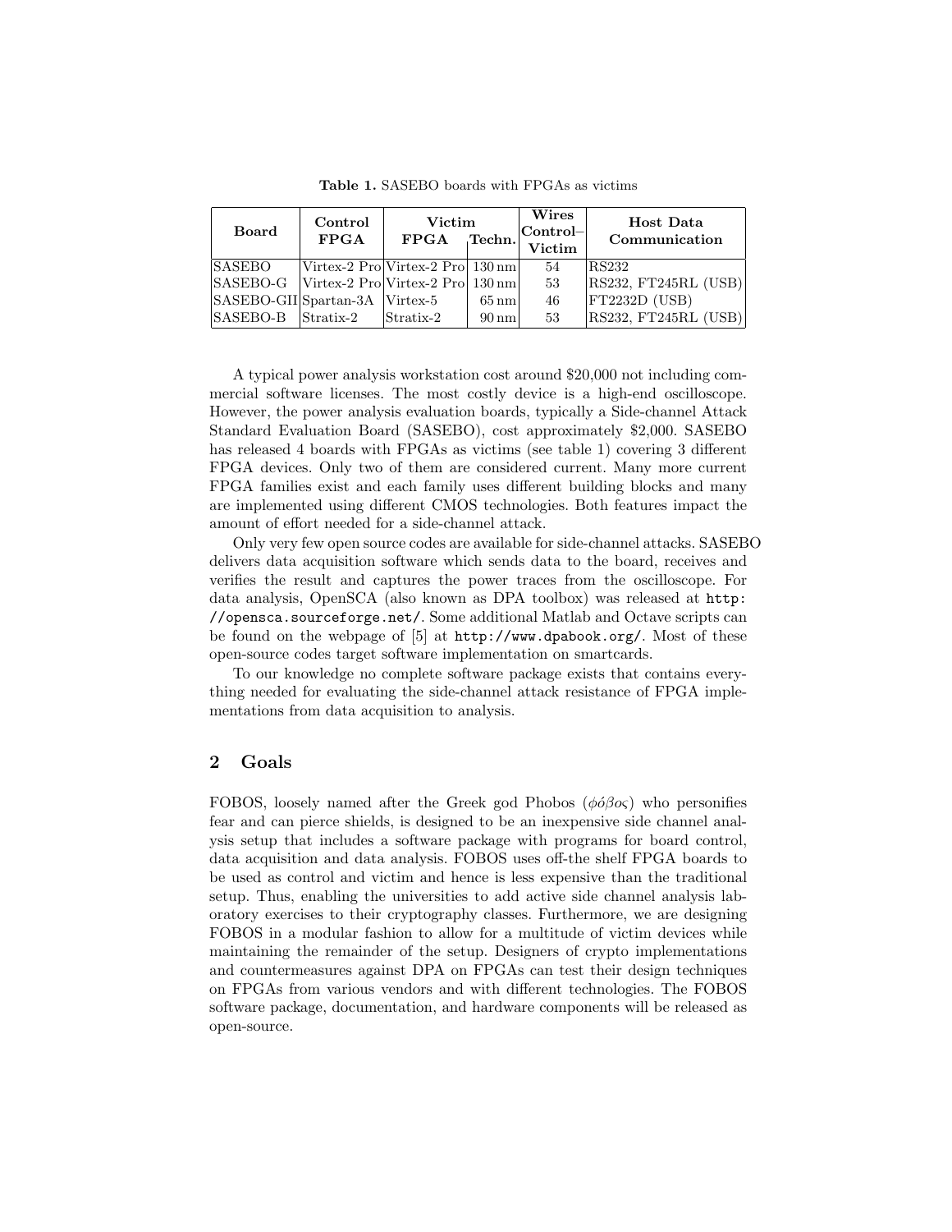**Table 1.** SASEBO boards with FPGAs as victims

| Board | Control FPGA | Victim | | Wires Control–Victim | Host Data Communication |
|---|---|---|---|---|---|
| | | FPGA | Techn. | | |
| SASEBO | Virtex-2 Pro | Virtex-2 Pro | 130 nm | 54 | RS232 |
| SASEBO-G | Virtex-2 Pro | Virtex-2 Pro | 130 nm | 53 | RS232, FT245RL (USB) |
| SASEBO-GII | Spartan-3A | Virtex-5 | 65 nm | 46 | FT2232D (USB) |
| SASEBO-B | Stratix-2 | Stratix-2 | 90 nm | 53 | RS232, FT245RL (USB) |

A typical power analysis workstation cost around $20,000 not including commercial software licenses. The most costly device is a high-end oscilloscope. However, the power analysis evaluation boards, typically a Side-channel Attack Standard Evaluation Board (SASEBO), cost approximately $2,000. SASEBO has released 4 boards with FPGAs as victims (see table 1) covering 3 different FPGA devices. Only two of them are considered current. Many more current FPGA families exist and each family uses different building blocks and many are implemented using different CMOS technologies. Both features impact the amount of effort needed for a side-channel attack.

Only very few open source codes are available for side-channel attacks. SASEBO delivers data acquisition software which sends data to the board, receives and verifies the result and captures the power traces from the oscilloscope. For data analysis, OpenSCA (also known as DPA toolbox) was released at `http://opensca.sourceforge.net/`. Some additional Matlab and Octave scripts can be found on the webpage of [5] at `http://www.dpabook.org/`. Most of these open-source codes target software implementation on smartcards.

To our knowledge no complete software package exists that contains everything needed for evaluating the side-channel attack resistance of FPGA implementations from data acquisition to analysis.

## 2 Goals

FOBOS, loosely named after the Greek god Phobos ($\phi\acute{o}\beta o\varsigma$) who personifies fear and can pierce shields, is designed to be an inexpensive side channel analysis setup that includes a software package with programs for board control, data acquisition and data analysis. FOBOS uses off-the shelf FPGA boards to be used as control and victim and hence is less expensive than the traditional setup. Thus, enabling the universities to add active side channel analysis laboratory exercises to their cryptography classes. Furthermore, we are designing FOBOS in a modular fashion to allow for a multitude of victim devices while maintaining the remainder of the setup. Designers of crypto implementations and countermeasures against DPA on FPGAs can test their design techniques on FPGAs from various vendors and with different technologies. The FOBOS software package, documentation, and hardware components will be released as open-source.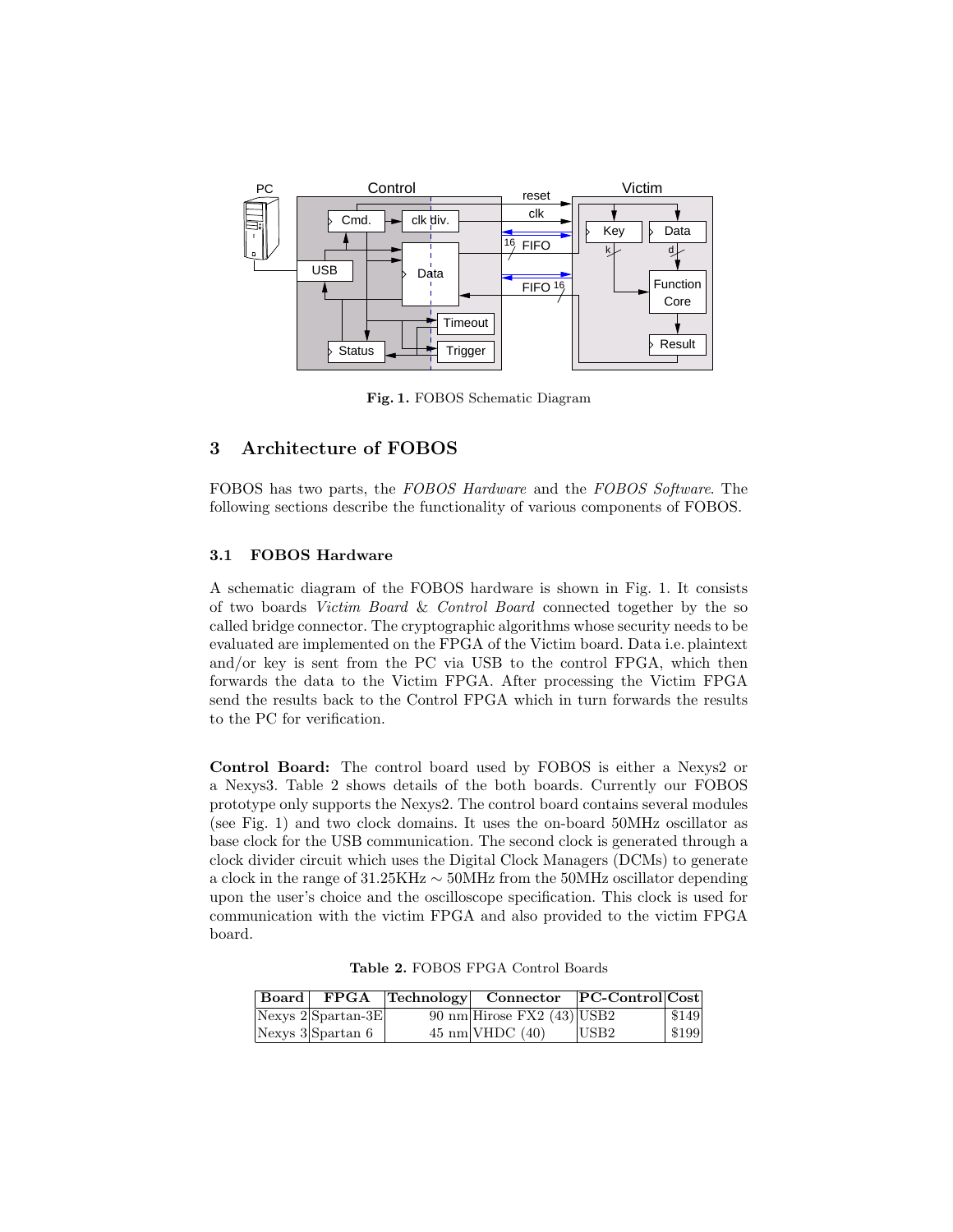Fig. 1. FOBOS Schematic Diagram

## 3 Architecture of FOBOS

FOBOS has two parts, the *FOBOS Hardware* and the *FOBOS Software*. The following sections describe the functionality of various components of FOBOS.

### 3.1 FOBOS Hardware

A schematic diagram of the FOBOS hardware is shown in Fig. 1. It consists of two boards *Victim Board* & *Control Board* connected together by the so called bridge connector. The cryptographic algorithms whose security needs to be evaluated are implemented on the FPGA of the Victim board. Data i.e. plaintext and/or key is sent from the PC via USB to the control FPGA, which then forwards the data to the Victim FPGA. After processing the Victim FPGA send the results back to the Control FPGA which in turn forwards the results to the PC for verification.

**Control Board:** The control board used by FOBOS is either a Nexys2 or a Nexys3. Table 2 shows details of the both boards. Currently our FOBOS prototype only supports the Nexys2. The control board contains several modules (see Fig. 1) and two clock domains. It uses the on-board 50MHz oscillator as base clock for the USB communication. The second clock is generated through a clock divider circuit which uses the Digital Clock Managers (DCMs) to generate a clock in the range of 31.25KHz $\sim$ 50MHz from the 50MHz oscillator depending upon the user's choice and the oscilloscope specification. This clock is used for communication with the victim FPGA and also provided to the victim FPGA board.

**Table 2.** FOBOS FPGA Control Boards

| Board | FPGA | Technology | Connector | PC-Control | Cost |
|---|---|---|---|---|---|
| Nexys 2 | Spartan-3E | 90 nm | Hirose FX2 (43) | USB2 | $149 |
| Nexys 3 | Spartan 6 | 45 nm | VHDC (40) | USB2 | $199 |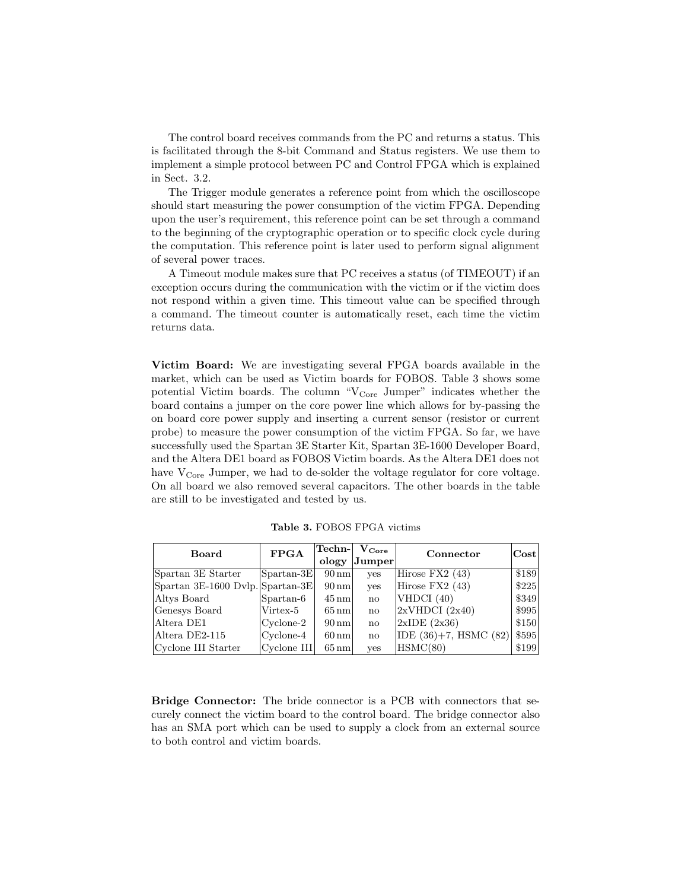The control board receives commands from the PC and returns a status. This is facilitated through the 8-bit Command and Status registers. We use them to implement a simple protocol between PC and Control FPGA which is explained in Sect. 3.2.

The Trigger module generates a reference point from which the oscilloscope should start measuring the power consumption of the victim FPGA. Depending upon the user's requirement, this reference point can be set through a command to the beginning of the cryptographic operation or to specific clock cycle during the computation. This reference point is later used to perform signal alignment of several power traces.

A Timeout module makes sure that PC receives a status (of TIMEOUT) if an exception occurs during the communication with the victim or if the victim does not respond within a given time. This timeout value can be specified through a command. The timeout counter is automatically reset, each time the victim returns data.

**Victim Board:** We are investigating several FPGA boards available in the market, which can be used as Victim boards for FOBOS. Table 3 shows some potential Victim boards. The column "$V_{Core}$ Jumper" indicates whether the board contains a jumper on the core power line which allows for by-passing the on board core power supply and inserting a current sensor (resistor or current probe) to measure the power consumption of the victim FPGA. So far, we have successfully used the Spartan 3E Starter Kit, Spartan 3E-1600 Developer Board, and the Altera DE1 board as FOBOS Victim boards. As the Altera DE1 does not have $V_{Core}$ Jumper, we had to de-solder the voltage regulator for core voltage. On all board we also removed several capacitors. The other boards in the table are still to be investigated and tested by us.

**Table 3.** FOBOS FPGA victims

| Board | FPGA | Technology | $V_{Core}$ Jumper | Connector | Cost |
|---|---|---|---|---|---|
| Spartan 3E Starter | Spartan-3E | 90 nm | yes | Hirose FX2 (43) | $189 |
| Spartan 3E-1600 Dvlp. | Spartan-3E | 90 nm | yes | Hirose FX2 (43) | $225 |
| Altys Board | Spartan-6 | 45 nm | no | VHDCI (40) | $349 |
| Genesys Board | Virtex-5 | 65 nm | no | 2xVHDCI (2x40) | $995 |
| Altera DE1 | Cyclone-2 | 90 nm | no | 2xIDE (2x36) | $150 |
| Altera DE2-115 | Cyclone-4 | 60 nm | no | IDE (36)+7, HSMC (82) | $595 |
| Cyclone III Starter | Cyclone III | 65 nm | yes | HSMC(80) | $199 |

**Bridge Connector:** The bride connector is a PCB with connectors that securely connect the victim board to the control board. The bridge connector also has an SMA port which can be used to supply a clock from an external source to both control and victim boards.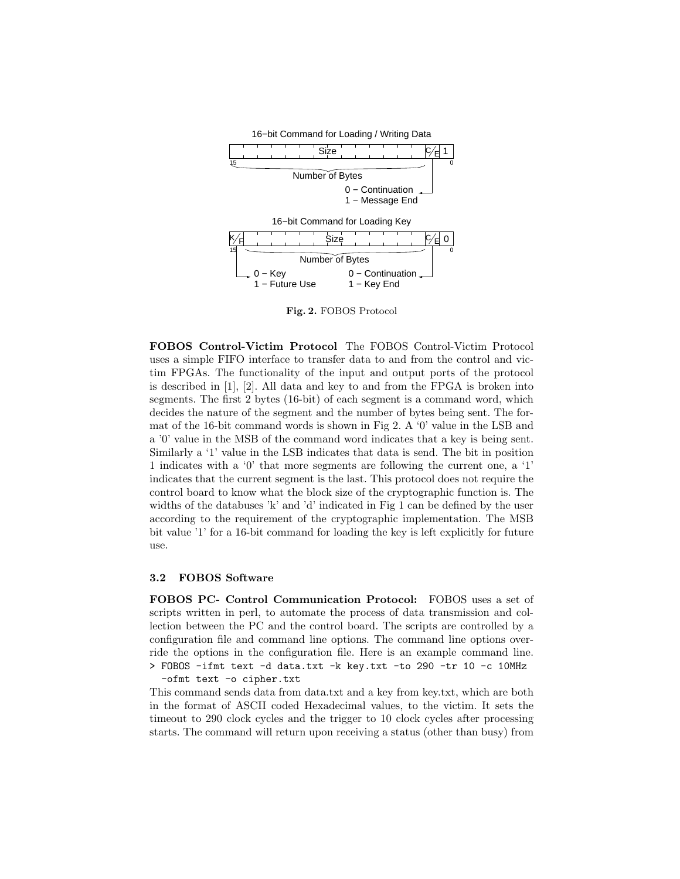16−bit Command for Loading / Writing Data

Size | C/E | 1

15 ... 0

Number of Bytes

0 − Continuation
1 − Message End

16−bit Command for Loading Key

K/F | Size | C/E | 0

15 ... 0

Number of Bytes

0 − Key
1 − Future Use

0 − Continuation
1 − Key End

**Fig. 2.** FOBOS Protocol

**FOBOS Control-Victim Protocol** The FOBOS Control-Victim Protocol uses a simple FIFO interface to transfer data to and from the control and victim FPGAs. The functionality of the input and output ports of the protocol is described in [1], [2]. All data and key to and from the FPGA is broken into segments. The first 2 bytes (16-bit) of each segment is a command word, which decides the nature of the segment and the number of bytes being sent. The format of the 16-bit command words is shown in Fig 2. A '0' value in the LSB and a '0' value in the MSB of the command word indicates that a key is being sent. Similarly a '1' value in the LSB indicates that data is send. The bit in position 1 indicates with a '0' that more segments are following the current one, a '1' indicates that the current segment is the last. This protocol does not require the control board to know what the block size of the cryptographic function is. The widths of the databuses 'k' and 'd' indicated in Fig 1 can be defined by the user according to the requirement of the cryptographic implementation. The MSB bit value '1' for a 16-bit command for loading the key is left explicitly for future use.

### 3.2 FOBOS Software

**FOBOS PC- Control Communication Protocol:** FOBOS uses a set of scripts written in perl, to automate the process of data transmission and collection between the PC and the control board. The scripts are controlled by a configuration file and command line options. The command line options override the options in the configuration file. Here is an example command line.

```
> FOBOS -ifmt text -d data.txt -k key.txt -to 290 -tr 10 -c 10MHz
  -ofmt text -o cipher.txt
```

This command sends data from data.txt and a key from key.txt, which are both in the format of ASCII coded Hexadecimal values, to the victim. It sets the timeout to 290 clock cycles and the trigger to 10 clock cycles after processing starts. The command will return upon receiving a status (other than busy) from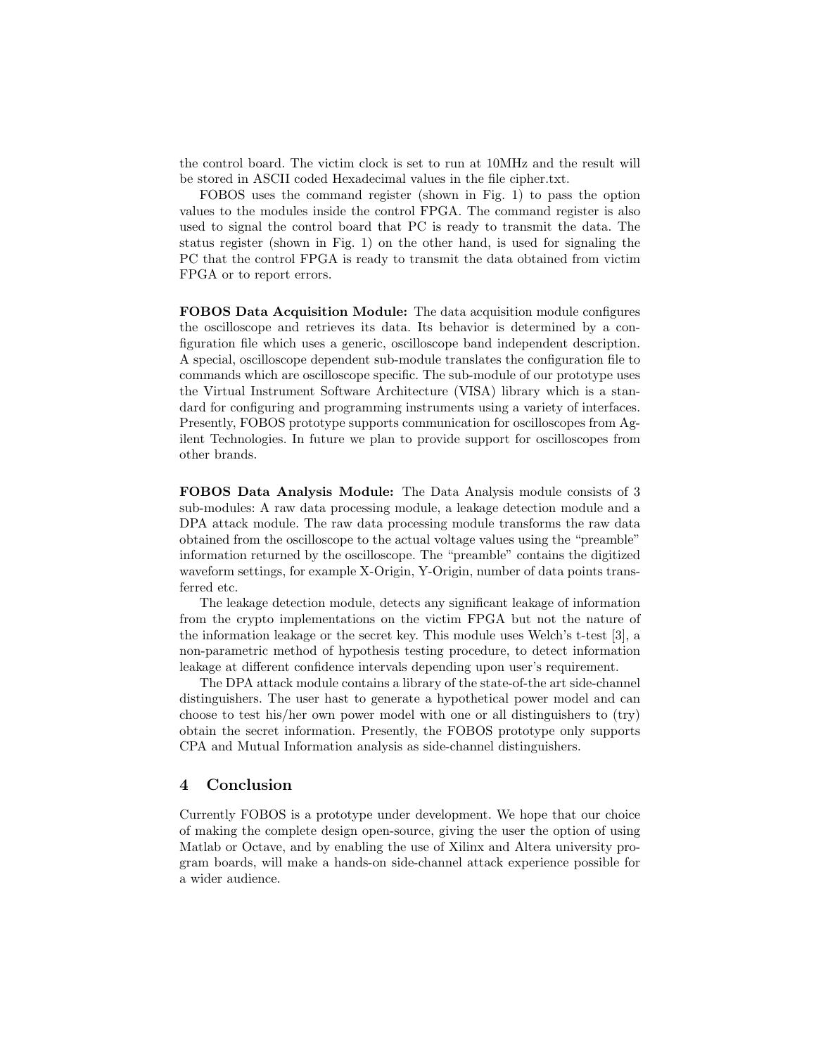the control board. The victim clock is set to run at 10MHz and the result will be stored in ASCII coded Hexadecimal values in the file cipher.txt.

FOBOS uses the command register (shown in Fig. 1) to pass the option values to the modules inside the control FPGA. The command register is also used to signal the control board that PC is ready to transmit the data. The status register (shown in Fig. 1) on the other hand, is used for signaling the PC that the control FPGA is ready to transmit the data obtained from victim FPGA or to report errors.

**FOBOS Data Acquisition Module:** The data acquisition module configures the oscilloscope and retrieves its data. Its behavior is determined by a configuration file which uses a generic, oscilloscope band independent description. A special, oscilloscope dependent sub-module translates the configuration file to commands which are oscilloscope specific. The sub-module of our prototype uses the Virtual Instrument Software Architecture (VISA) library which is a standard for configuring and programming instruments using a variety of interfaces. Presently, FOBOS prototype supports communication for oscilloscopes from Agilent Technologies. In future we plan to provide support for oscilloscopes from other brands.

**FOBOS Data Analysis Module:** The Data Analysis module consists of 3 sub-modules: A raw data processing module, a leakage detection module and a DPA attack module. The raw data processing module transforms the raw data obtained from the oscilloscope to the actual voltage values using the "preamble" information returned by the oscilloscope. The "preamble" contains the digitized waveform settings, for example X-Origin, Y-Origin, number of data points transferred etc.

The leakage detection module, detects any significant leakage of information from the crypto implementations on the victim FPGA but not the nature of the information leakage or the secret key. This module uses Welch's t-test [3], a non-parametric method of hypothesis testing procedure, to detect information leakage at different confidence intervals depending upon user's requirement.

The DPA attack module contains a library of the state-of-the art side-channel distinguishers. The user hast to generate a hypothetical power model and can choose to test his/her own power model with one or all distinguishers to (try) obtain the secret information. Presently, the FOBOS prototype only supports CPA and Mutual Information analysis as side-channel distinguishers.

## 4 Conclusion

Currently FOBOS is a prototype under development. We hope that our choice of making the complete design open-source, giving the user the option of using Matlab or Octave, and by enabling the use of Xilinx and Altera university program boards, will make a hands-on side-channel attack experience possible for a wider audience.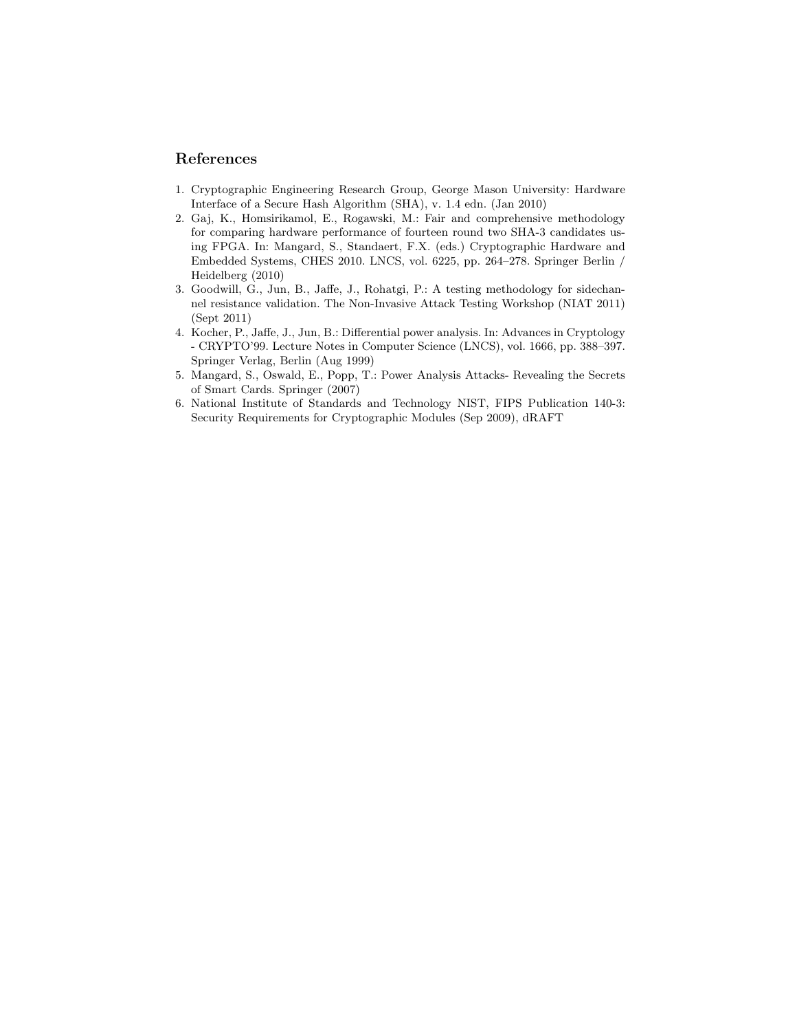## References

1. Cryptographic Engineering Research Group, George Mason University: Hardware Interface of a Secure Hash Algorithm (SHA), v. 1.4 edn. (Jan 2010)
2. Gaj, K., Homsirikamol, E., Rogawski, M.: Fair and comprehensive methodology for comparing hardware performance of fourteen round two SHA-3 candidates using FPGA. In: Mangard, S., Standaert, F.X. (eds.) Cryptographic Hardware and Embedded Systems, CHES 2010. LNCS, vol. 6225, pp. 264–278. Springer Berlin / Heidelberg (2010)
3. Goodwill, G., Jun, B., Jaffe, J., Rohatgi, P.: A testing methodology for sidechannel resistance validation. The Non-Invasive Attack Testing Workshop (NIAT 2011) (Sept 2011)
4. Kocher, P., Jaffe, J., Jun, B.: Differential power analysis. In: Advances in Cryptology - CRYPTO'99. Lecture Notes in Computer Science (LNCS), vol. 1666, pp. 388–397. Springer Verlag, Berlin (Aug 1999)
5. Mangard, S., Oswald, E., Popp, T.: Power Analysis Attacks- Revealing the Secrets of Smart Cards. Springer (2007)
6. National Institute of Standards and Technology NIST, FIPS Publication 140-3: Security Requirements for Cryptographic Modules (Sep 2009), dRAFT